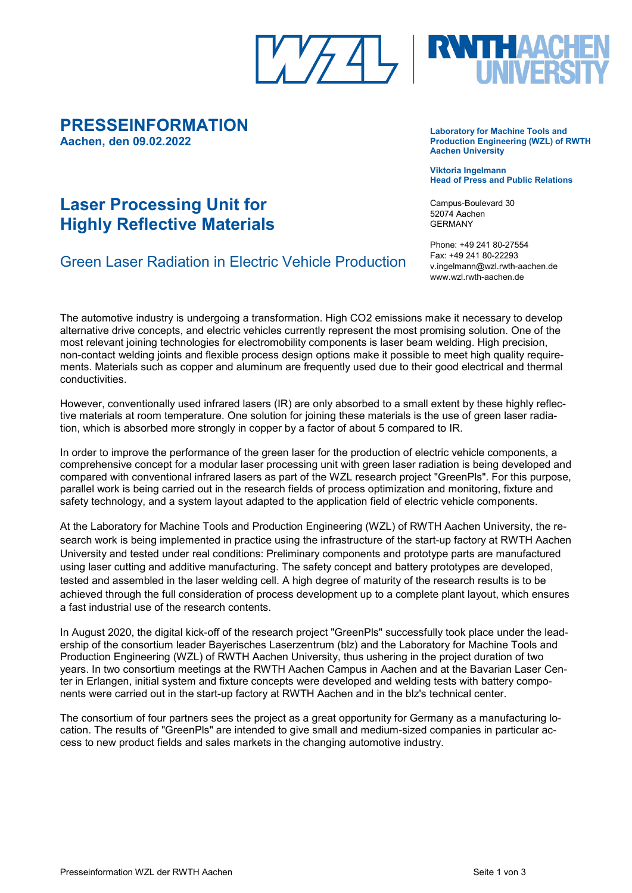# PRESSEINFORMATION

**Aachen, den 09.02.2022**

**Laboratory for Machine Tools and Production Engineering (WZL) of RWTH Aachen University**

**Viktoria Ingelmann**
**Head of Press and Public Relations**

Campus-Boulevard 30
52074 Aachen
GERMANY

Phone: +49 241 80-27554
Fax: +49 241 80-22293
v.ingelmann@wzl.rwth-aachen.de
www.wzl.rwth-aachen.de

## Laser Processing Unit for Highly Reflective Materials

### Green Laser Radiation in Electric Vehicle Production

The automotive industry is undergoing a transformation. High CO2 emissions make it necessary to develop alternative drive concepts, and electric vehicles currently represent the most promising solution. One of the most relevant joining technologies for electromobility components is laser beam welding. High precision, non-contact welding joints and flexible process design options make it possible to meet high quality requirements. Materials such as copper and aluminum are frequently used due to their good electrical and thermal conductivities.

However, conventionally used infrared lasers (IR) are only absorbed to a small extent by these highly reflective materials at room temperature. One solution for joining these materials is the use of green laser radiation, which is absorbed more strongly in copper by a factor of about 5 compared to IR.

In order to improve the performance of the green laser for the production of electric vehicle components, a comprehensive concept for a modular laser processing unit with green laser radiation is being developed and compared with conventional infrared lasers as part of the WZL research project "GreenPls". For this purpose, parallel work is being carried out in the research fields of process optimization and monitoring, fixture and safety technology, and a system layout adapted to the application field of electric vehicle components.

At the Laboratory for Machine Tools and Production Engineering (WZL) of RWTH Aachen University, the research work is being implemented in practice using the infrastructure of the start-up factory at RWTH Aachen University and tested under real conditions: Preliminary components and prototype parts are manufactured using laser cutting and additive manufacturing. The safety concept and battery prototypes are developed, tested and assembled in the laser welding cell. A high degree of maturity of the research results is to be achieved through the full consideration of process development up to a complete plant layout, which ensures a fast industrial use of the research contents.

In August 2020, the digital kick-off of the research project "GreenPls" successfully took place under the leadership of the consortium leader Bayerisches Laserzentrum (blz) and the Laboratory for Machine Tools and Production Engineering (WZL) of RWTH Aachen University, thus ushering in the project duration of two years. In two consortium meetings at the RWTH Aachen Campus in Aachen and at the Bavarian Laser Center in Erlangen, initial system and fixture concepts were developed and welding tests with battery components were carried out in the start-up factory at RWTH Aachen and in the blz's technical center.

The consortium of four partners sees the project as a great opportunity for Germany as a manufacturing location. The results of "GreenPls" are intended to give small and medium-sized companies in particular access to new product fields and sales markets in the changing automotive industry.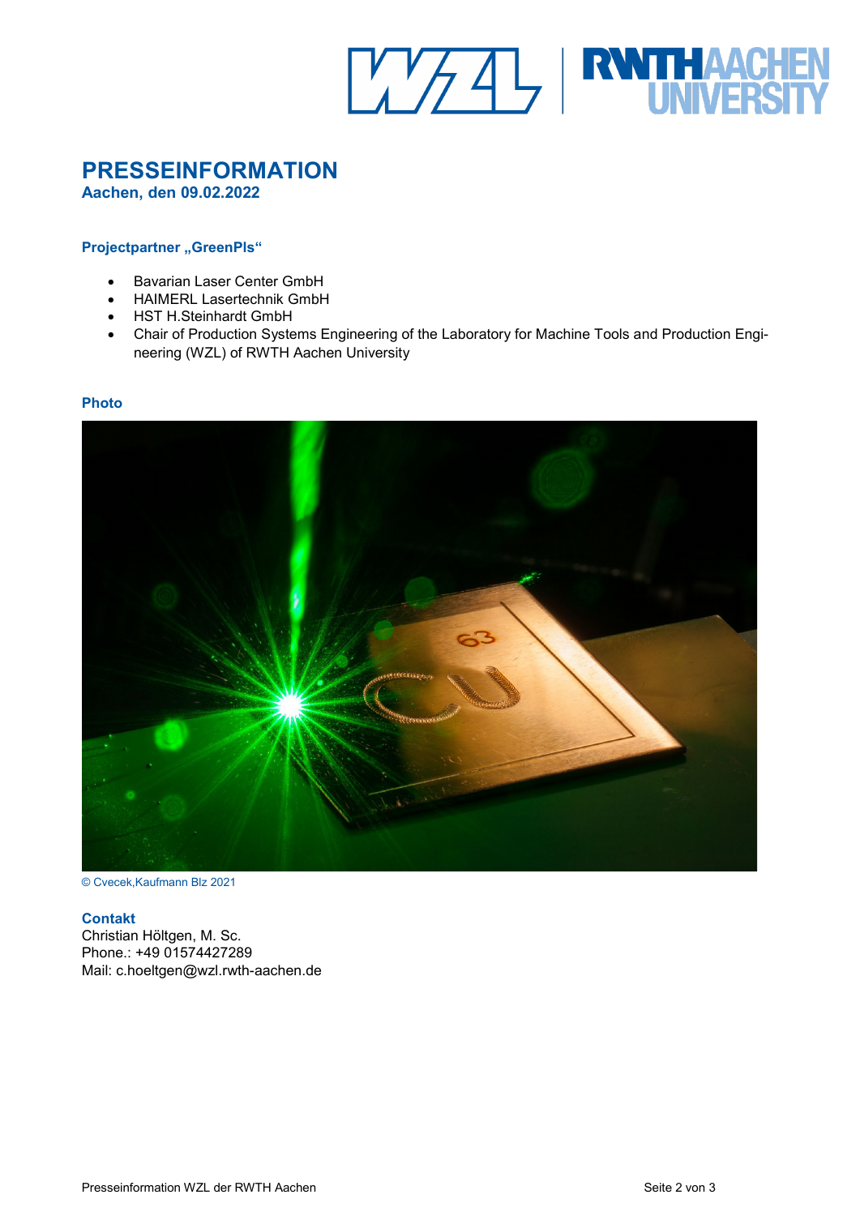# PRESSEINFORMATION

**Aachen, den 09.02.2022**

### Projectpartner „GreenPls“

- Bavarian Laser Center GmbH
- HAIMERL Lasertechnik GmbH
- HST H.Steinhardt GmbH
- Chair of Production Systems Engineering of the Laboratory for Machine Tools and Production Engineering (WZL) of RWTH Aachen University

### Photo

© Cvecek,Kaufmann Blz 2021

### Contakt

Christian Höltgen, M. Sc.
Phone.: +49 01574427289
Mail: c.hoeltgen@wzl.rwth-aachen.de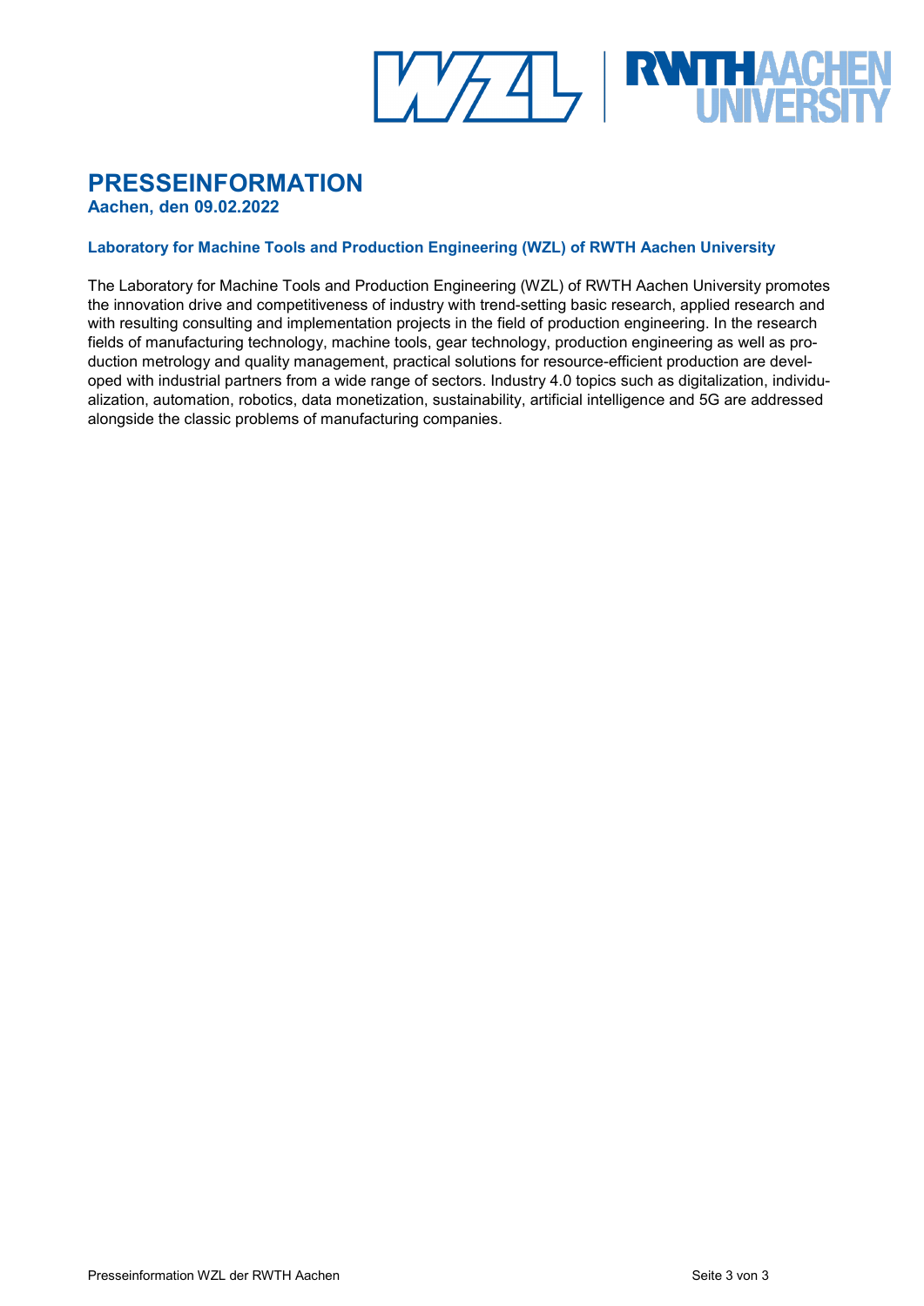# PRESSEINFORMATION

**Aachen, den 09.02.2022**

### Laboratory for Machine Tools and Production Engineering (WZL) of RWTH Aachen University

The Laboratory for Machine Tools and Production Engineering (WZL) of RWTH Aachen University promotes the innovation drive and competitiveness of industry with trend-setting basic research, applied research and with resulting consulting and implementation projects in the field of production engineering. In the research fields of manufacturing technology, machine tools, gear technology, production engineering as well as production metrology and quality management, practical solutions for resource-efficient production are developed with industrial partners from a wide range of sectors. Industry 4.0 topics such as digitalization, individualization, automation, robotics, data monetization, sustainability, artificial intelligence and 5G are addressed alongside the classic problems of manufacturing companies.